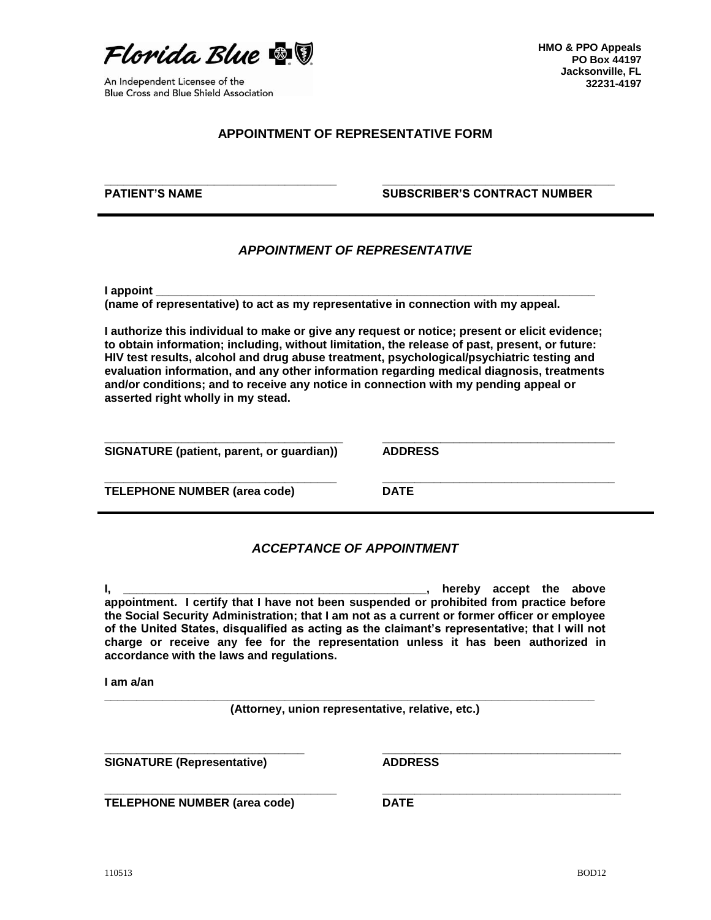Florida Blue

An Independent Licensee of the Blue Cross and Blue Shield Association

**HMO & PPO Appeals**
**PO Box 44197**
**Jacksonville, FL**
**32231-4197**

## APPOINTMENT OF REPRESENTATIVE FORM

_____________________________________ **PATIENT'S NAME**

_____________________________________ **SUBSCRIBER'S CONTRACT NUMBER**

---

### *APPOINTMENT OF REPRESENTATIVE*

**I appoint _______________________________________________________________________ (name of representative) to act as my representative in connection with my appeal.**

**I authorize this individual to make or give any request or notice; present or elicit evidence; to obtain information; including, without limitation, the release of past, present, or future: HIV test results, alcohol and drug abuse treatment, psychological/psychiatric testing and evaluation information, and any other information regarding medical diagnosis, treatments and/or conditions; and to receive any notice in connection with my pending appeal or asserted right wholly in my stead.**

_____________________________________ **SIGNATURE (patient, parent, or guardian))**

_____________________________________ **ADDRESS**

_____________________________________ **TELEPHONE NUMBER (area code)**

_____________________________________ **DATE**

---

### *ACCEPTANCE OF APPOINTMENT*

**I, _______________________________________________, hereby accept the above appointment. I certify that I have not been suspended or prohibited from practice before the Social Security Administration; that I am not as a current or former officer or employee of the United States, disqualified as acting as the claimant's representative; that I will not charge or receive any fee for the representation unless it has been authorized in accordance with the laws and regulations.**

**I am a/an**

_______________________________________________________________________
**(Attorney, union representative, relative, etc.)**

_____________________________________ **SIGNATURE (Representative)**

_____________________________________ **ADDRESS**

_____________________________________ **TELEPHONE NUMBER (area code)**

_____________________________________ **DATE**

110513 BOD12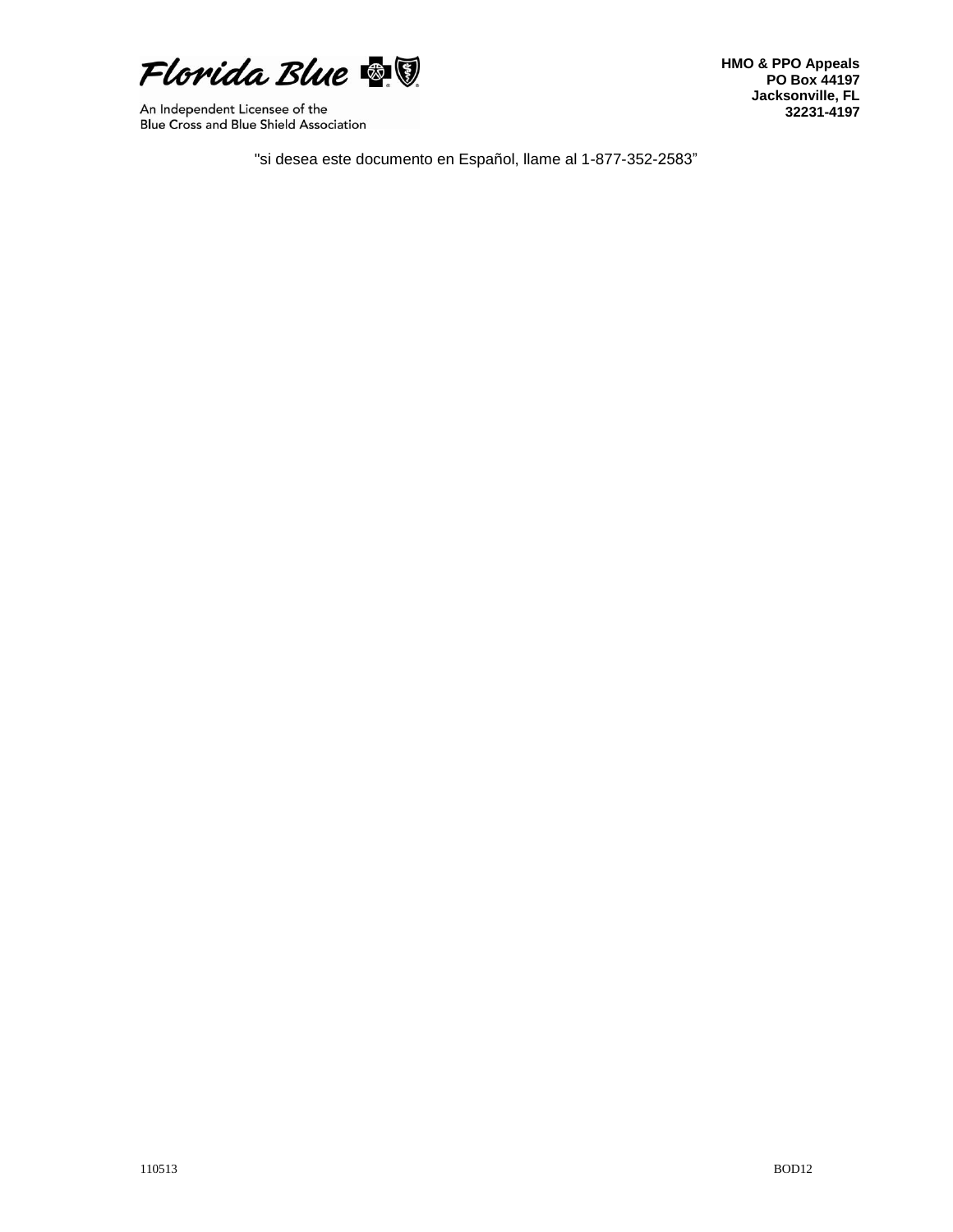Florida Blue

An Independent Licensee of the
Blue Cross and Blue Shield Association

**HMO & PPO Appeals**
**PO Box 44197**
**Jacksonville, FL**
**32231-4197**

"si desea este documento en Español, llame al 1-877-352-2583"

110513

BOD12